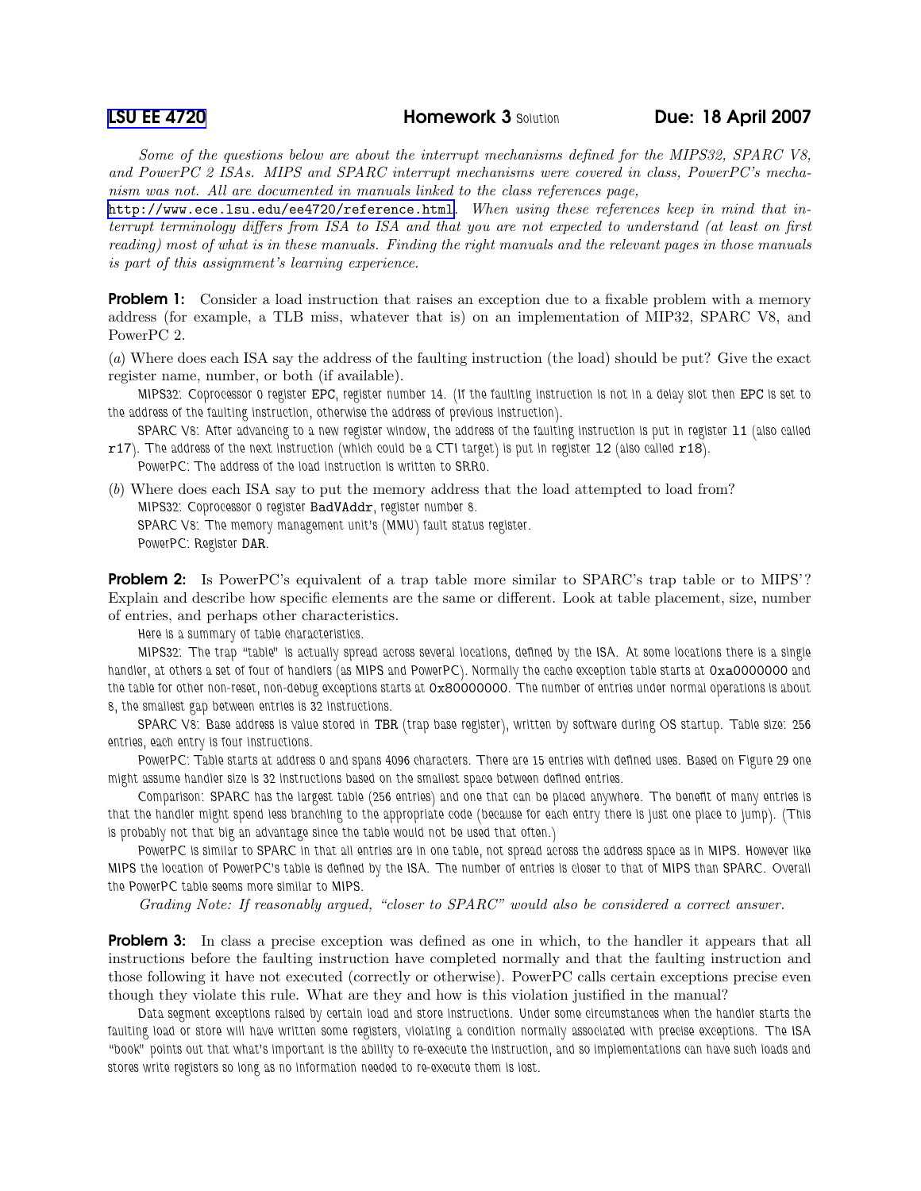**LSU EE 4720** **Homework 3** Solution **Due: 18 April 2007**

*Some of the questions below are about the interrupt mechanisms defined for the MIPS32, SPARC V8, and PowerPC 2 ISAs. MIPS and SPARC interrupt mechanisms were covered in class, PowerPC's mechanism was not. All are documented in manuals linked to the class references page,* http://www.ece.lsu.edu/ee4720/reference.html*. When using these references keep in mind that interrupt terminology differs from ISA to ISA and that you are not expected to understand (at least on first reading) most of what is in these manuals. Finding the right manuals and the relevant pages in those manuals is part of this assignment's learning experience.*

**Problem 1:** Consider a load instruction that raises an exception due to a fixable problem with a memory address (for example, a TLB miss, whatever that is) on an implementation of MIP32, SPARC V8, and PowerPC 2.

(*a*) Where does each ISA say the address of the faulting instruction (the load) should be put? Give the exact register name, number, or both (if available).

MIPS32: Coprocessor 0 register `EPC`, register number 14. (If the faulting instruction is not in a delay slot then `EPC` is set to the address of the faulting instruction, otherwise the address of previous instruction).

SPARC V8: After advancing to a new register window, the address of the faulting instruction is put in register `l1` (also called `r17`). The address of the next instruction (which could be a CTI target) is put in register `l2` (also called `r18`).

PowerPC: The address of the load instruction is written to SRR0.

(*b*) Where does each ISA say to put the memory address that the load attempted to load from?

MIPS32: Coprocessor 0 register `BadVAddr`, register number 8.

SPARC V8: The memory management unit's (MMU) fault status register.

PowerPC: Register `DAR`.

**Problem 2:** Is PowerPC's equivalent of a trap table more similar to SPARC's trap table or to MIPS'? Explain and describe how specific elements are the same or different. Look at table placement, size, number of entries, and perhaps other characteristics.

Here is a summary of table characteristics.

MIPS32: The trap "table" is actually spread across several locations, defined by the ISA. At some locations there is a single handler, at others a set of four of handlers (as MIPS and PowerPC). Normally the cache exception table starts at `0xa0000000` and the table for other non-reset, non-debug exceptions starts at `0x80000000`. The number of entries under normal operations is about 8, the smallest gap between entries is 32 instructions.

SPARC V8: Base address is value stored in `TBR` (trap base register), written by software during OS startup. Table size: 256 entries, each entry is four instructions.

PowerPC: Table starts at address 0 and spans 4096 characters. There are 15 entries with defined uses. Based on Figure 29 one might assume handler size is 32 instructions based on the smallest space between defined entries.

Comparison: SPARC has the largest table (256 entries) and one that can be placed anywhere. The benefit of many entries is that the handler might spend less branching to the appropriate code (because for each entry there is just one place to jump). (This is probably not that big an advantage since the table would not be used that often.)

PowerPC is similar to SPARC in that all entries are in one table, not spread across the address space as in MIPS. However like MIPS the location of PowerPC's table is defined by the ISA. The number of entries is closer to that of MIPS than SPARC. Overall the PowerPC table seems more similar to MIPS.

*Grading Note: If reasonably argued, "closer to SPARC" would also be considered a correct answer.*

**Problem 3:** In class a precise exception was defined as one in which, to the handler it appears that all instructions before the faulting instruction have completed normally and that the faulting instruction and those following it have not executed (correctly or otherwise). PowerPC calls certain exceptions precise even though they violate this rule. What are they and how is this violation justified in the manual?

Data segment exceptions raised by certain load and store instructions. Under some circumstances when the handler starts the faulting load or store will have written some registers, violating a condition normally associated with precise exceptions. The ISA "book" points out that what's important is the ability to re-execute the instruction, and so implementations can have such loads and stores write registers so long as no information needed to re-execute them is lost.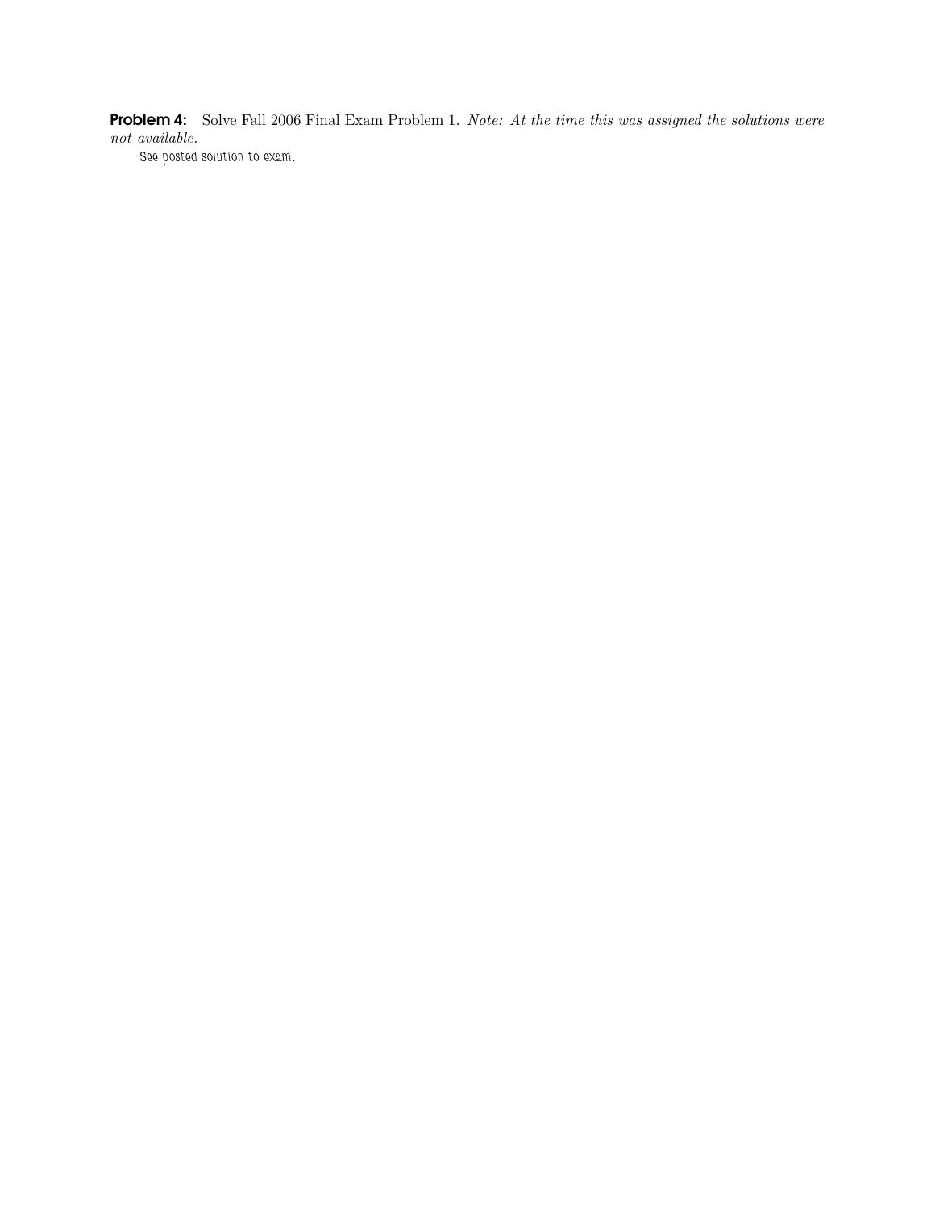**Problem 4:** Solve Fall 2006 Final Exam Problem 1. *Note: At the time this was assigned the solutions were not available.*

See posted solution to exam.